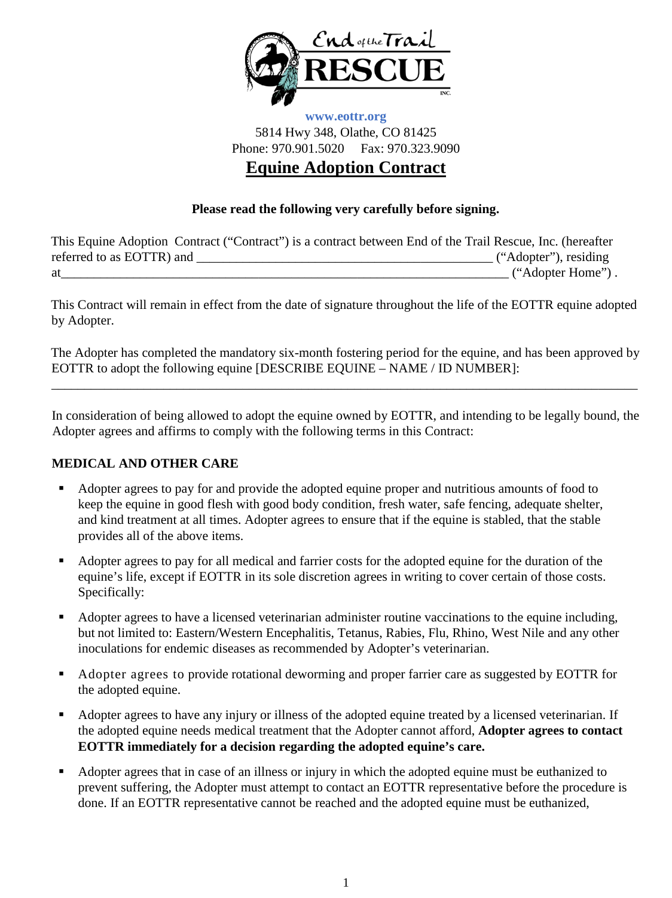**End of the Trail RESCUE INC.**

**www.eottr.org**

5814 Hwy 348, Olathe, CO 81425

Phone: 970.901.5020 Fax: 970.323.9090

# Equine Adoption Contract

**Please read the following very carefully before signing.**

This Equine Adoption Contract ("Contract") is a contract between End of the Trail Rescue, Inc. (hereafter referred to as EOTTR) and _______________________________________________ ("Adopter"), residing at______________________________________________________________________ ("Adopter Home") .

This Contract will remain in effect from the date of signature throughout the life of the EOTTR equine adopted by Adopter.

The Adopter has completed the mandatory six-month fostering period for the equine, and has been approved by EOTTR to adopt the following equine [DESCRIBE EQUINE – NAME / ID NUMBER]:

_____________________________________________________________________________________________

In consideration of being allowed to adopt the equine owned by EOTTR, and intending to be legally bound, the Adopter agrees and affirms to comply with the following terms in this Contract:

## MEDICAL AND OTHER CARE

- Adopter agrees to pay for and provide the adopted equine proper and nutritious amounts of food to keep the equine in good flesh with good body condition, fresh water, safe fencing, adequate shelter, and kind treatment at all times. Adopter agrees to ensure that if the equine is stabled, that the stable provides all of the above items.
- Adopter agrees to pay for all medical and farrier costs for the adopted equine for the duration of the equine's life, except if EOTTR in its sole discretion agrees in writing to cover certain of those costs. Specifically:
- Adopter agrees to have a licensed veterinarian administer routine vaccinations to the equine including, but not limited to: Eastern/Western Encephalitis, Tetanus, Rabies, Flu, Rhino, West Nile and any other inoculations for endemic diseases as recommended by Adopter's veterinarian.
- Adopter agrees to provide rotational deworming and proper farrier care as suggested by EOTTR for the adopted equine.
- Adopter agrees to have any injury or illness of the adopted equine treated by a licensed veterinarian. If the adopted equine needs medical treatment that the Adopter cannot afford, **Adopter agrees to contact EOTTR immediately for a decision regarding the adopted equine's care.**
- Adopter agrees that in case of an illness or injury in which the adopted equine must be euthanized to prevent suffering, the Adopter must attempt to contact an EOTTR representative before the procedure is done. If an EOTTR representative cannot be reached and the adopted equine must be euthanized,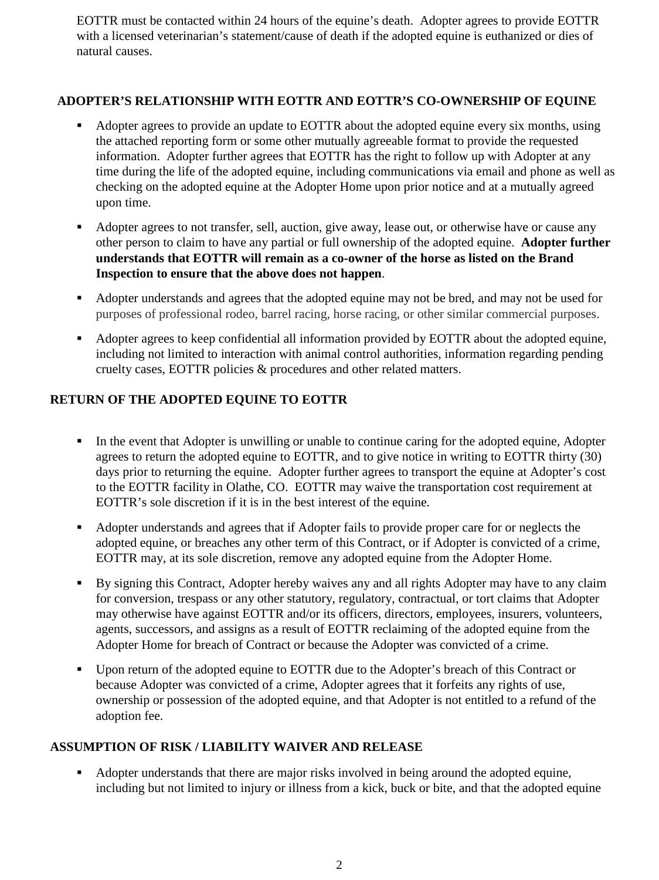EOTTR must be contacted within 24 hours of the equine's death. Adopter agrees to provide EOTTR with a licensed veterinarian's statement/cause of death if the adopted equine is euthanized or dies of natural causes.

## ADOPTER'S RELATIONSHIP WITH EOTTR AND EOTTR'S CO-OWNERSHIP OF EQUINE

- Adopter agrees to provide an update to EOTTR about the adopted equine every six months, using the attached reporting form or some other mutually agreeable format to provide the requested information. Adopter further agrees that EOTTR has the right to follow up with Adopter at any time during the life of the adopted equine, including communications via email and phone as well as checking on the adopted equine at the Adopter Home upon prior notice and at a mutually agreed upon time.
- Adopter agrees to not transfer, sell, auction, give away, lease out, or otherwise have or cause any other person to claim to have any partial or full ownership of the adopted equine. **Adopter further understands that EOTTR will remain as a co-owner of the horse as listed on the Brand Inspection to ensure that the above does not happen**.
- Adopter understands and agrees that the adopted equine may not be bred, and may not be used for purposes of professional rodeo, barrel racing, horse racing, or other similar commercial purposes.
- Adopter agrees to keep confidential all information provided by EOTTR about the adopted equine, including not limited to interaction with animal control authorities, information regarding pending cruelty cases, EOTTR policies & procedures and other related matters.

## RETURN OF THE ADOPTED EQUINE TO EOTTR

- In the event that Adopter is unwilling or unable to continue caring for the adopted equine, Adopter agrees to return the adopted equine to EOTTR, and to give notice in writing to EOTTR thirty (30) days prior to returning the equine. Adopter further agrees to transport the equine at Adopter's cost to the EOTTR facility in Olathe, CO. EOTTR may waive the transportation cost requirement at EOTTR's sole discretion if it is in the best interest of the equine.
- Adopter understands and agrees that if Adopter fails to provide proper care for or neglects the adopted equine, or breaches any other term of this Contract, or if Adopter is convicted of a crime, EOTTR may, at its sole discretion, remove any adopted equine from the Adopter Home.
- By signing this Contract, Adopter hereby waives any and all rights Adopter may have to any claim for conversion, trespass or any other statutory, regulatory, contractual, or tort claims that Adopter may otherwise have against EOTTR and/or its officers, directors, employees, insurers, volunteers, agents, successors, and assigns as a result of EOTTR reclaiming of the adopted equine from the Adopter Home for breach of Contract or because the Adopter was convicted of a crime.
- Upon return of the adopted equine to EOTTR due to the Adopter's breach of this Contract or because Adopter was convicted of a crime, Adopter agrees that it forfeits any rights of use, ownership or possession of the adopted equine, and that Adopter is not entitled to a refund of the adoption fee.

## ASSUMPTION OF RISK / LIABILITY WAIVER AND RELEASE

- Adopter understands that there are major risks involved in being around the adopted equine, including but not limited to injury or illness from a kick, buck or bite, and that the adopted equine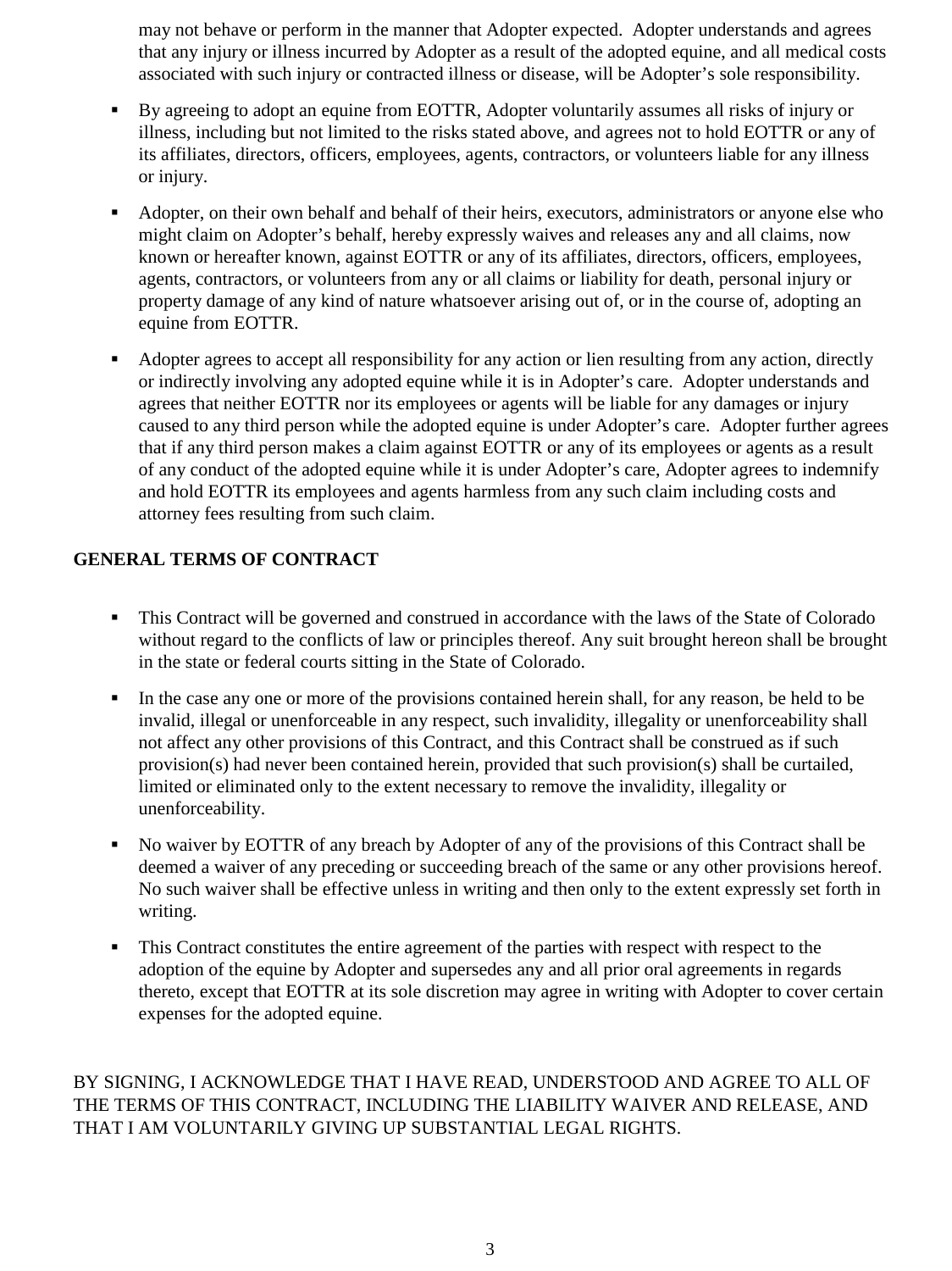may not behave or perform in the manner that Adopter expected. Adopter understands and agrees that any injury or illness incurred by Adopter as a result of the adopted equine, and all medical costs associated with such injury or contracted illness or disease, will be Adopter's sole responsibility.

- By agreeing to adopt an equine from EOTTR, Adopter voluntarily assumes all risks of injury or illness, including but not limited to the risks stated above, and agrees not to hold EOTTR or any of its affiliates, directors, officers, employees, agents, contractors, or volunteers liable for any illness or injury.
- Adopter, on their own behalf and behalf of their heirs, executors, administrators or anyone else who might claim on Adopter's behalf, hereby expressly waives and releases any and all claims, now known or hereafter known, against EOTTR or any of its affiliates, directors, officers, employees, agents, contractors, or volunteers from any or all claims or liability for death, personal injury or property damage of any kind of nature whatsoever arising out of, or in the course of, adopting an equine from EOTTR.
- Adopter agrees to accept all responsibility for any action or lien resulting from any action, directly or indirectly involving any adopted equine while it is in Adopter's care. Adopter understands and agrees that neither EOTTR nor its employees or agents will be liable for any damages or injury caused to any third person while the adopted equine is under Adopter's care. Adopter further agrees that if any third person makes a claim against EOTTR or any of its employees or agents as a result of any conduct of the adopted equine while it is under Adopter's care, Adopter agrees to indemnify and hold EOTTR its employees and agents harmless from any such claim including costs and attorney fees resulting from such claim.

**GENERAL TERMS OF CONTRACT**

- This Contract will be governed and construed in accordance with the laws of the State of Colorado without regard to the conflicts of law or principles thereof. Any suit brought hereon shall be brought in the state or federal courts sitting in the State of Colorado.
- In the case any one or more of the provisions contained herein shall, for any reason, be held to be invalid, illegal or unenforceable in any respect, such invalidity, illegality or unenforceability shall not affect any other provisions of this Contract, and this Contract shall be construed as if such provision(s) had never been contained herein, provided that such provision(s) shall be curtailed, limited or eliminated only to the extent necessary to remove the invalidity, illegality or unenforceability.
- No waiver by EOTTR of any breach by Adopter of any of the provisions of this Contract shall be deemed a waiver of any preceding or succeeding breach of the same or any other provisions hereof. No such waiver shall be effective unless in writing and then only to the extent expressly set forth in writing.
- This Contract constitutes the entire agreement of the parties with respect with respect to the adoption of the equine by Adopter and supersedes any and all prior oral agreements in regards thereto, except that EOTTR at its sole discretion may agree in writing with Adopter to cover certain expenses for the adopted equine.

BY SIGNING, I ACKNOWLEDGE THAT I HAVE READ, UNDERSTOOD AND AGREE TO ALL OF THE TERMS OF THIS CONTRACT, INCLUDING THE LIABILITY WAIVER AND RELEASE, AND THAT I AM VOLUNTARILY GIVING UP SUBSTANTIAL LEGAL RIGHTS.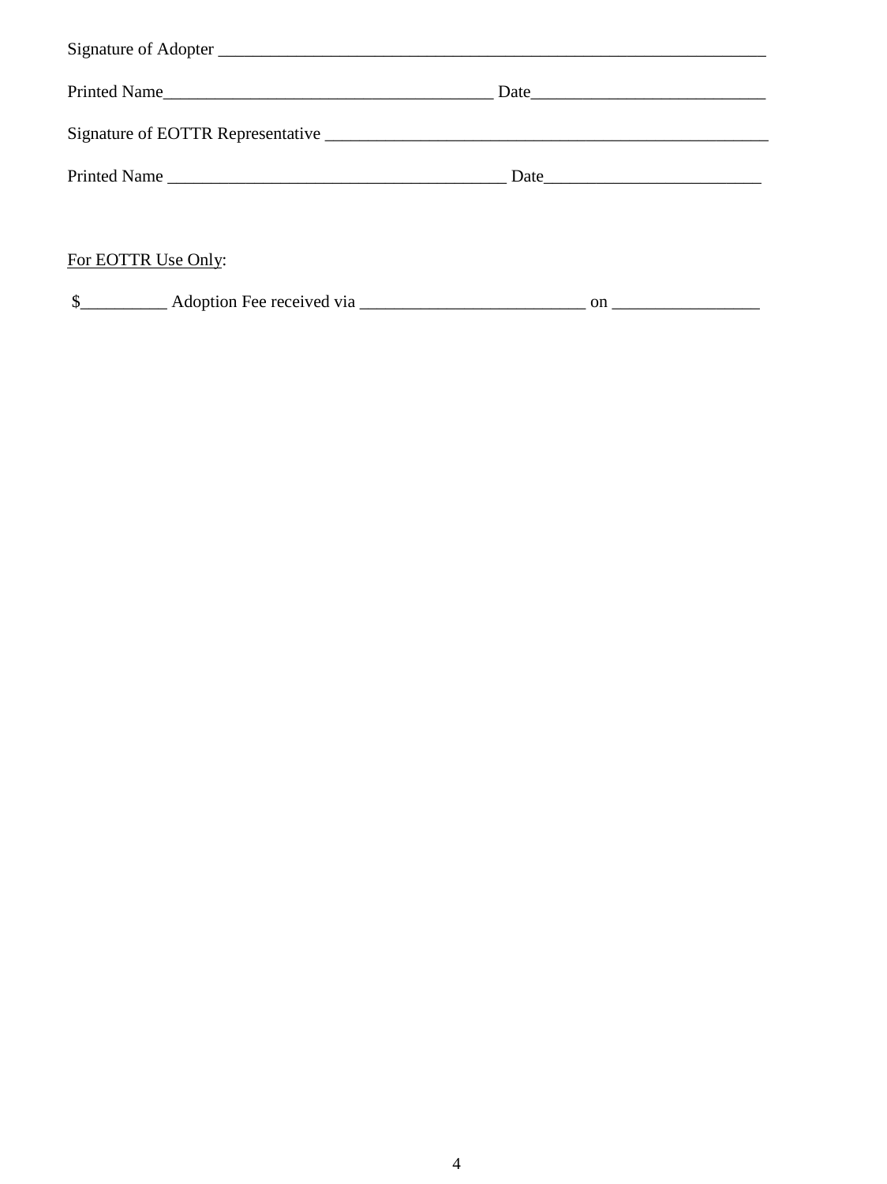Signature of Adopter ________________________________________________________________

Printed Name________________________________________ Date____________________________

Signature of EOTTR Representative ____________________________________________________

Printed Name ________________________________________ Date__________________________

<u>For EOTTR Use Only</u>:

$__________ Adoption Fee received via ___________________________ on _________________